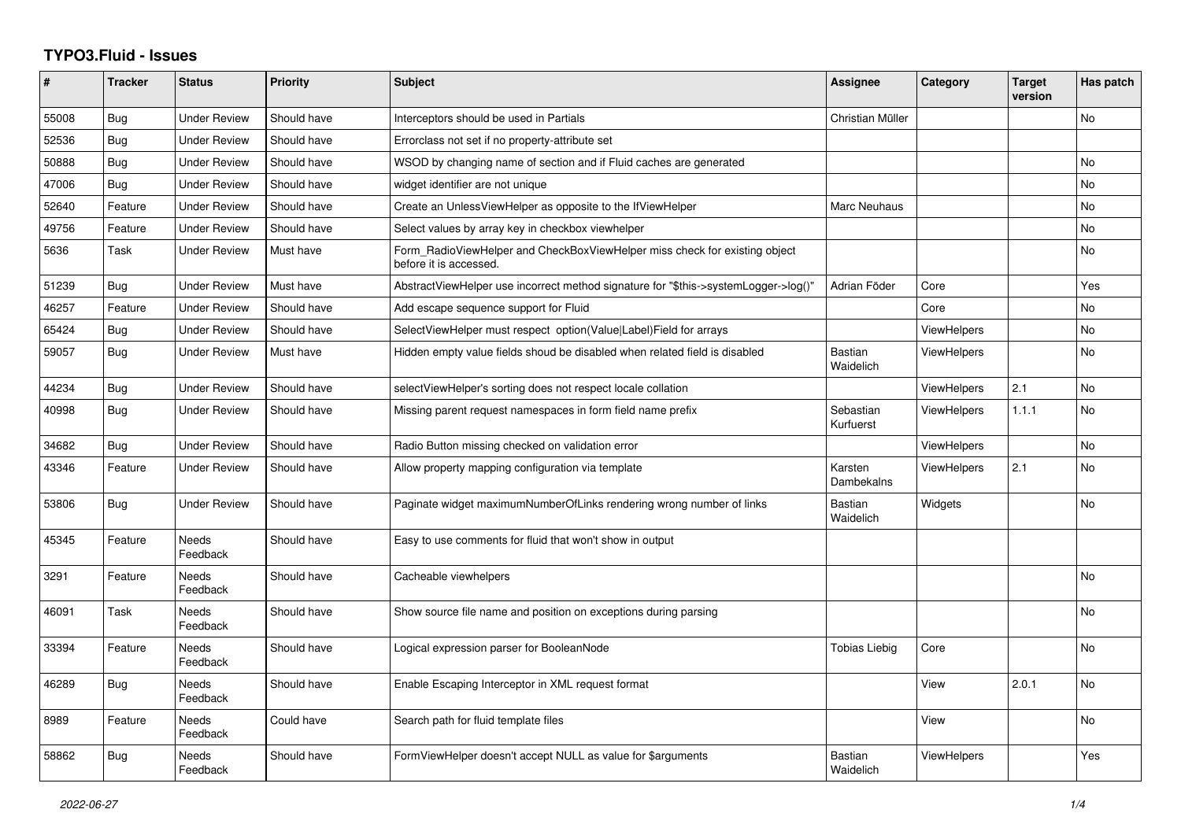# TYPO3.Fluid - Issues

| # | Tracker | Status | Priority | Subject | Assignee | Category | Target version | Has patch |
|---|---|---|---|---|---|---|---|---|
| 55008 | Bug | Under Review | Should have | Interceptors should be used in Partials | Christian Müller | | | No |
| 52536 | Bug | Under Review | Should have | Errorclass not set if no property-attribute set | | | | |
| 50888 | Bug | Under Review | Should have | WSOD by changing name of section and if Fluid caches are generated | | | | No |
| 47006 | Bug | Under Review | Should have | widget identifier are not unique | | | | No |
| 52640 | Feature | Under Review | Should have | Create an UnlessViewHelper as opposite to the IfViewHelper | Marc Neuhaus | | | No |
| 49756 | Feature | Under Review | Should have | Select values by array key in checkbox viewhelper | | | | No |
| 5636 | Task | Under Review | Must have | Form_RadioViewHelper and CheckBoxViewHelper miss check for existing object before it is accessed. | | | | No |
| 51239 | Bug | Under Review | Must have | AbstractViewHelper use incorrect method signature for "$this->systemLogger->log()" | Adrian Föder | Core | | Yes |
| 46257 | Feature | Under Review | Should have | Add escape sequence support for Fluid | | Core | | No |
| 65424 | Bug | Under Review | Should have | SelectViewHelper must respect option(Value\|Label)Field for arrays | | ViewHelpers | | No |
| 59057 | Bug | Under Review | Must have | Hidden empty value fields shoud be disabled when related field is disabled | Bastian Waidelich | ViewHelpers | | No |
| 44234 | Bug | Under Review | Should have | selectViewHelper's sorting does not respect locale collation | | ViewHelpers | 2.1 | No |
| 40998 | Bug | Under Review | Should have | Missing parent request namespaces in form field name prefix | Sebastian Kurfuerst | ViewHelpers | 1.1.1 | No |
| 34682 | Bug | Under Review | Should have | Radio Button missing checked on validation error | | ViewHelpers | | No |
| 43346 | Feature | Under Review | Should have | Allow property mapping configuration via template | Karsten Dambekalns | ViewHelpers | 2.1 | No |
| 53806 | Bug | Under Review | Should have | Paginate widget maximumNumberOfLinks rendering wrong number of links | Bastian Waidelich | Widgets | | No |
| 45345 | Feature | Needs Feedback | Should have | Easy to use comments for fluid that won't show in output | | | | |
| 3291 | Feature | Needs Feedback | Should have | Cacheable viewhelpers | | | | No |
| 46091 | Task | Needs Feedback | Should have | Show source file name and position on exceptions during parsing | | | | No |
| 33394 | Feature | Needs Feedback | Should have | Logical expression parser for BooleanNode | Tobias Liebig | Core | | No |
| 46289 | Bug | Needs Feedback | Should have | Enable Escaping Interceptor in XML request format | | View | 2.0.1 | No |
| 8989 | Feature | Needs Feedback | Could have | Search path for fluid template files | | View | | No |
| 58862 | Bug | Needs Feedback | Should have | FormViewHelper doesn't accept NULL as value for $arguments | Bastian Waidelich | ViewHelpers | | Yes |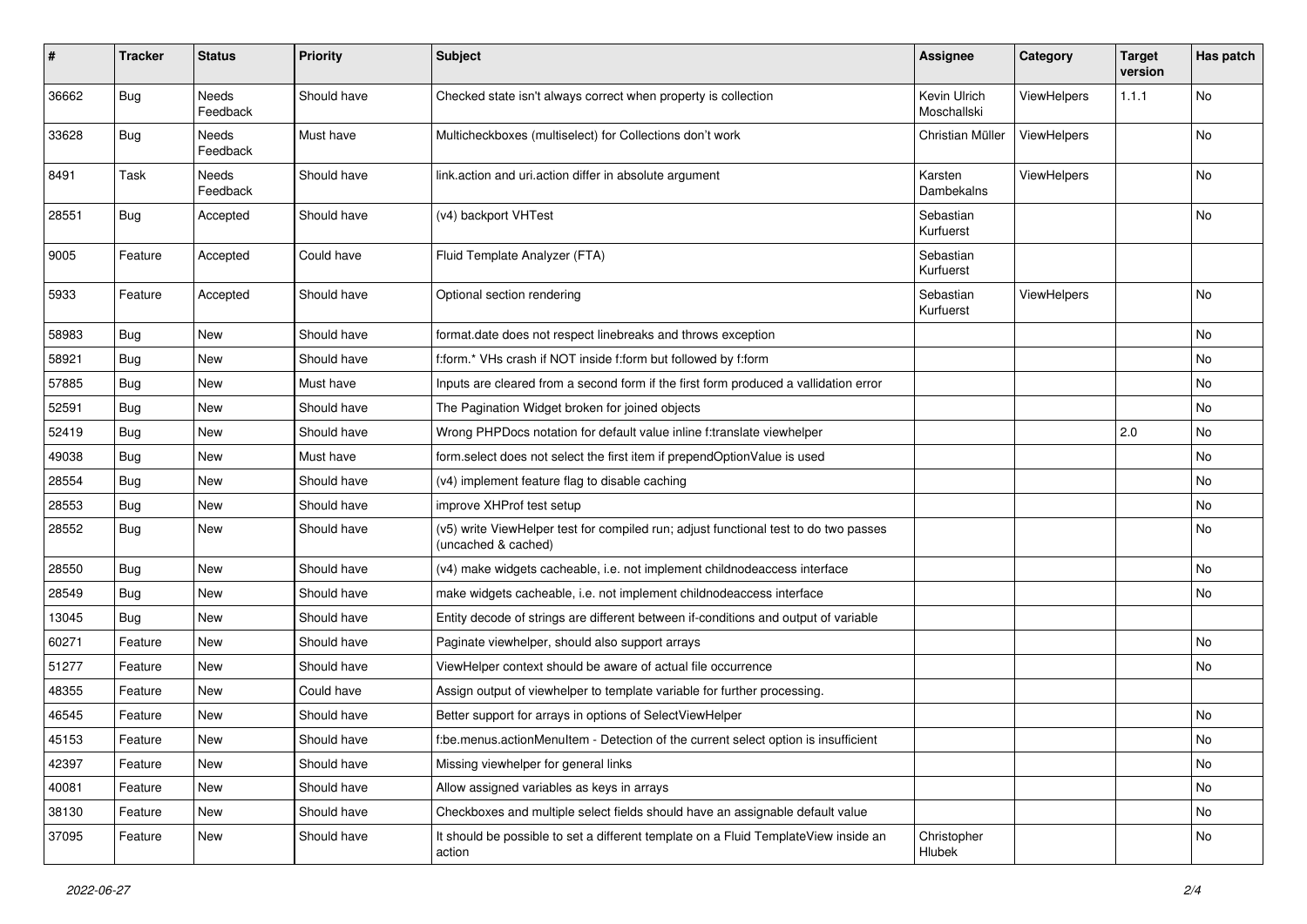| # | Tracker | Status | Priority | Subject | Assignee | Category | Target version | Has patch |
|---|---|---|---|---|---|---|---|---|
| 36662 | Bug | Needs Feedback | Should have | Checked state isn't always correct when property is collection | Kevin Ulrich Moschallski | ViewHelpers | 1.1.1 | No |
| 33628 | Bug | Needs Feedback | Must have | Multicheckboxes (multiselect) for Collections don't work | Christian Müller | ViewHelpers | | No |
| 8491 | Task | Needs Feedback | Should have | link.action and uri.action differ in absolute argument | Karsten Dambekalns | ViewHelpers | | No |
| 28551 | Bug | Accepted | Should have | (v4) backport VHTest | Sebastian Kurfuerst | | | No |
| 9005 | Feature | Accepted | Could have | Fluid Template Analyzer (FTA) | Sebastian Kurfuerst | | | |
| 5933 | Feature | Accepted | Should have | Optional section rendering | Sebastian Kurfuerst | ViewHelpers | | No |
| 58983 | Bug | New | Should have | format.date does not respect linebreaks and throws exception | | | | No |
| 58921 | Bug | New | Should have | f:form.* VHs crash if NOT inside f:form but followed by f:form | | | | No |
| 57885 | Bug | New | Must have | Inputs are cleared from a second form if the first form produced a vallidation error | | | | No |
| 52591 | Bug | New | Should have | The Pagination Widget broken for joined objects | | | | No |
| 52419 | Bug | New | Should have | Wrong PHPDocs notation for default value inline f:translate viewhelper | | | 2.0 | No |
| 49038 | Bug | New | Must have | form.select does not select the first item if prependOptionValue is used | | | | No |
| 28554 | Bug | New | Should have | (v4) implement feature flag to disable caching | | | | No |
| 28553 | Bug | New | Should have | improve XHProf test setup | | | | No |
| 28552 | Bug | New | Should have | (v5) write ViewHelper test for compiled run; adjust functional test to do two passes (uncached & cached) | | | | No |
| 28550 | Bug | New | Should have | (v4) make widgets cacheable, i.e. not implement childnodeaccess interface | | | | No |
| 28549 | Bug | New | Should have | make widgets cacheable, i.e. not implement childnodeaccess interface | | | | No |
| 13045 | Bug | New | Should have | Entity decode of strings are different between if-conditions and output of variable | | | | |
| 60271 | Feature | New | Should have | Paginate viewhelper, should also support arrays | | | | No |
| 51277 | Feature | New | Should have | ViewHelper context should be aware of actual file occurrence | | | | No |
| 48355 | Feature | New | Could have | Assign output of viewhelper to template variable for further processing. | | | | |
| 46545 | Feature | New | Should have | Better support for arrays in options of SelectViewHelper | | | | No |
| 45153 | Feature | New | Should have | f:be.menus.actionMenuItem - Detection of the current select option is insufficient | | | | No |
| 42397 | Feature | New | Should have | Missing viewhelper for general links | | | | No |
| 40081 | Feature | New | Should have | Allow assigned variables as keys in arrays | | | | No |
| 38130 | Feature | New | Should have | Checkboxes and multiple select fields should have an assignable default value | | | | No |
| 37095 | Feature | New | Should have | It should be possible to set a different template on a Fluid TemplateView inside an action | Christopher Hlubek | | | No |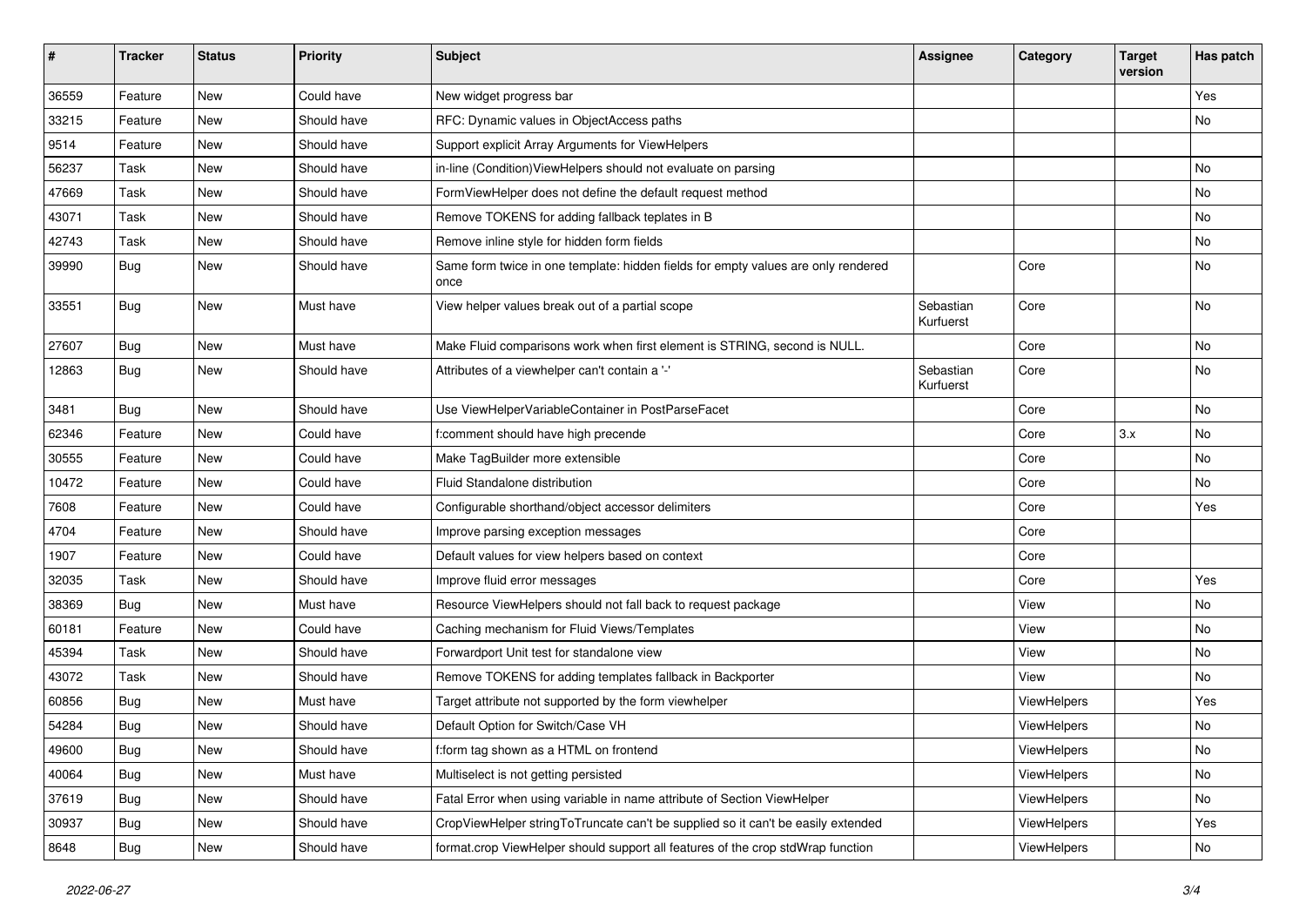| # | Tracker | Status | Priority | Subject | Assignee | Category | Target version | Has patch |
|---|---|---|---|---|---|---|---|---|
| 36559 | Feature | New | Could have | New widget progress bar | | | | Yes |
| 33215 | Feature | New | Should have | RFC: Dynamic values in ObjectAccess paths | | | | No |
| 9514 | Feature | New | Should have | Support explicit Array Arguments for ViewHelpers | | | | |
| 56237 | Task | New | Should have | in-line (Condition)ViewHelpers should not evaluate on parsing | | | | No |
| 47669 | Task | New | Should have | FormViewHelper does not define the default request method | | | | No |
| 43071 | Task | New | Should have | Remove TOKENS for adding fallback teplates in B | | | | No |
| 42743 | Task | New | Should have | Remove inline style for hidden form fields | | | | No |
| 39990 | Bug | New | Should have | Same form twice in one template: hidden fields for empty values are only rendered once | | Core | | No |
| 33551 | Bug | New | Must have | View helper values break out of a partial scope | Sebastian Kurfuerst | Core | | No |
| 27607 | Bug | New | Must have | Make Fluid comparisons work when first element is STRING, second is NULL. | | Core | | No |
| 12863 | Bug | New | Should have | Attributes of a viewhelper can't contain a '-' | Sebastian Kurfuerst | Core | | No |
| 3481 | Bug | New | Should have | Use ViewHelperVariableContainer in PostParseFacet | | Core | | No |
| 62346 | Feature | New | Could have | f:comment should have high precende | | Core | 3.x | No |
| 30555 | Feature | New | Could have | Make TagBuilder more extensible | | Core | | No |
| 10472 | Feature | New | Could have | Fluid Standalone distribution | | Core | | No |
| 7608 | Feature | New | Could have | Configurable shorthand/object accessor delimiters | | Core | | Yes |
| 4704 | Feature | New | Should have | Improve parsing exception messages | | Core | | |
| 1907 | Feature | New | Could have | Default values for view helpers based on context | | Core | | |
| 32035 | Task | New | Should have | Improve fluid error messages | | Core | | Yes |
| 38369 | Bug | New | Must have | Resource ViewHelpers should not fall back to request package | | View | | No |
| 60181 | Feature | New | Could have | Caching mechanism for Fluid Views/Templates | | View | | No |
| 45394 | Task | New | Should have | Forwardport Unit test for standalone view | | View | | No |
| 43072 | Task | New | Should have | Remove TOKENS for adding templates fallback in Backporter | | View | | No |
| 60856 | Bug | New | Must have | Target attribute not supported by the form viewhelper | | ViewHelpers | | Yes |
| 54284 | Bug | New | Should have | Default Option for Switch/Case VH | | ViewHelpers | | No |
| 49600 | Bug | New | Should have | f:form tag shown as a HTML on frontend | | ViewHelpers | | No |
| 40064 | Bug | New | Must have | Multiselect is not getting persisted | | ViewHelpers | | No |
| 37619 | Bug | New | Should have | Fatal Error when using variable in name attribute of Section ViewHelper | | ViewHelpers | | No |
| 30937 | Bug | New | Should have | CropViewHelper stringToTruncate can't be supplied so it can't be easily extended | | ViewHelpers | | Yes |
| 8648 | Bug | New | Should have | format.crop ViewHelper should support all features of the crop stdWrap function | | ViewHelpers | | No |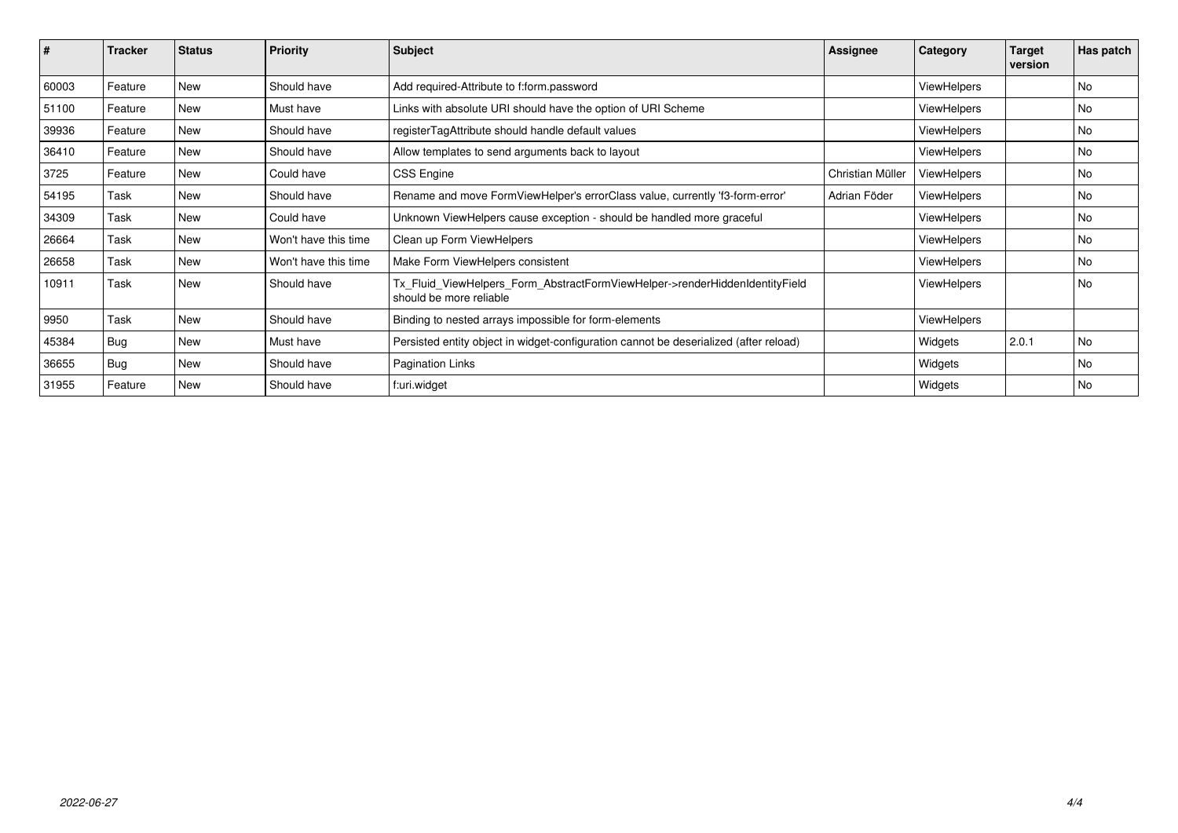| # | Tracker | Status | Priority | Subject | Assignee | Category | Target version | Has patch |
|---|---|---|---|---|---|---|---|---|
| 60003 | Feature | New | Should have | Add required-Attribute to f:form.password | | ViewHelpers | | No |
| 51100 | Feature | New | Must have | Links with absolute URI should have the option of URI Scheme | | ViewHelpers | | No |
| 39936 | Feature | New | Should have | registerTagAttribute should handle default values | | ViewHelpers | | No |
| 36410 | Feature | New | Should have | Allow templates to send arguments back to layout | | ViewHelpers | | No |
| 3725 | Feature | New | Could have | CSS Engine | Christian Müller | ViewHelpers | | No |
| 54195 | Task | New | Should have | Rename and move FormViewHelper's errorClass value, currently 'f3-form-error' | Adrian Föder | ViewHelpers | | No |
| 34309 | Task | New | Could have | Unknown ViewHelpers cause exception - should be handled more graceful | | ViewHelpers | | No |
| 26664 | Task | New | Won't have this time | Clean up Form ViewHelpers | | ViewHelpers | | No |
| 26658 | Task | New | Won't have this time | Make Form ViewHelpers consistent | | ViewHelpers | | No |
| 10911 | Task | New | Should have | Tx_Fluid_ViewHelpers_Form_AbstractFormViewHelper->renderHiddenIdentityField should be more reliable | | ViewHelpers | | No |
| 9950 | Task | New | Should have | Binding to nested arrays impossible for form-elements | | ViewHelpers | | |
| 45384 | Bug | New | Must have | Persisted entity object in widget-configuration cannot be deserialized (after reload) | | Widgets | 2.0.1 | No |
| 36655 | Bug | New | Should have | Pagination Links | | Widgets | | No |
| 31955 | Feature | New | Should have | f:uri.widget | | Widgets | | No |

*2022-06-27*